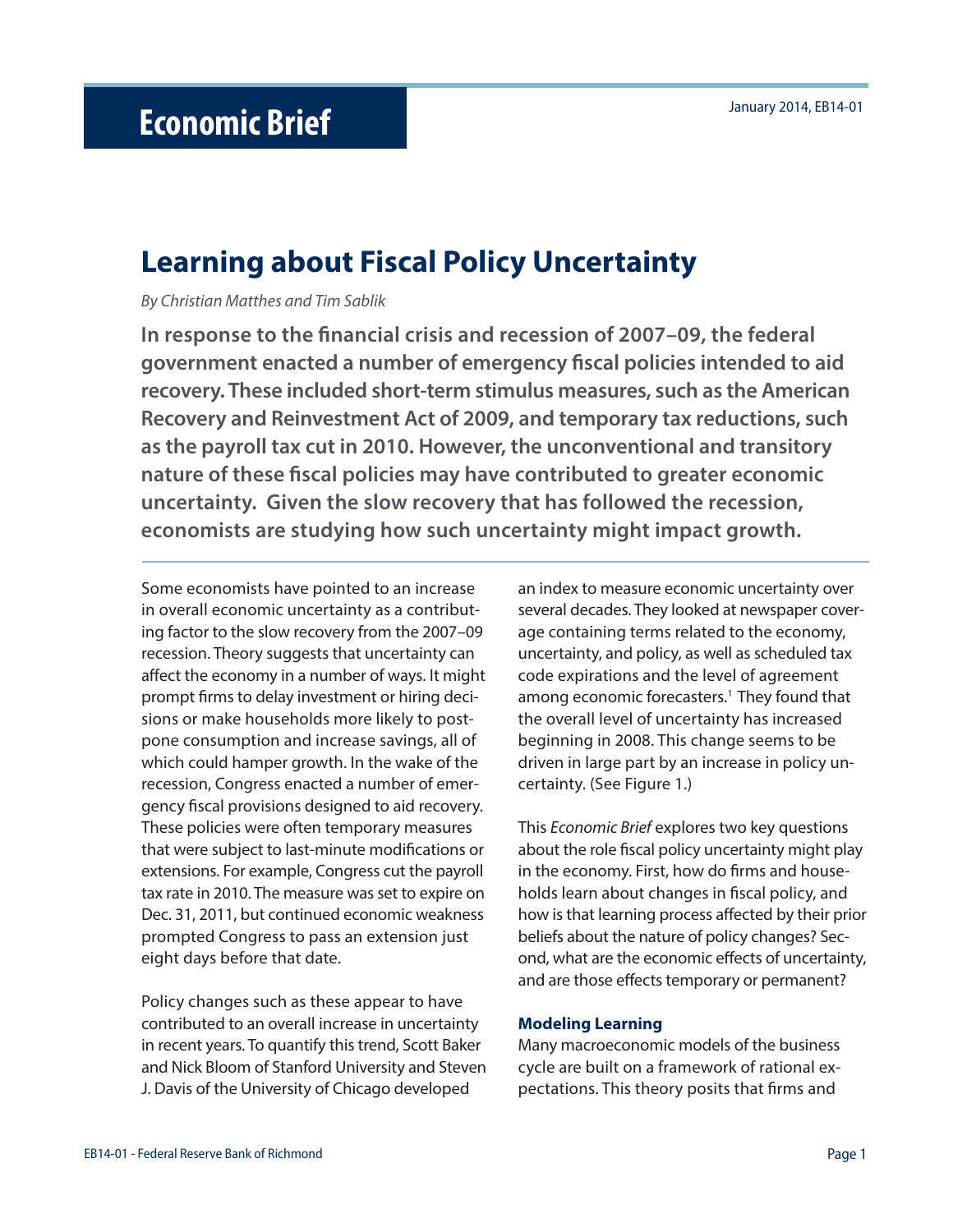# Economic Brief

January 2014, EB14-01

## Learning about Fiscal Policy Uncertainty

*By Christian Matthes and Tim Sablik*

**In response to the financial crisis and recession of 2007–09, the federal government enacted a number of emergency fiscal policies intended to aid recovery. These included short-term stimulus measures, such as the American Recovery and Reinvestment Act of 2009, and temporary tax reductions, such as the payroll tax cut in 2010. However, the unconventional and transitory nature of these fiscal policies may have contributed to greater economic uncertainty. Given the slow recovery that has followed the recession, economists are studying how such uncertainty might impact growth.**

Some economists have pointed to an increase in overall economic uncertainty as a contributing factor to the slow recovery from the 2007–09 recession. Theory suggests that uncertainty can affect the economy in a number of ways. It might prompt firms to delay investment or hiring decisions or make households more likely to postpone consumption and increase savings, all of which could hamper growth. In the wake of the recession, Congress enacted a number of emergency fiscal provisions designed to aid recovery. These policies were often temporary measures that were subject to last-minute modifications or extensions. For example, Congress cut the payroll tax rate in 2010. The measure was set to expire on Dec. 31, 2011, but continued economic weakness prompted Congress to pass an extension just eight days before that date.

Policy changes such as these appear to have contributed to an overall increase in uncertainty in recent years. To quantify this trend, Scott Baker and Nick Bloom of Stanford University and Steven J. Davis of the University of Chicago developed an index to measure economic uncertainty over several decades. They looked at newspaper coverage containing terms related to the economy, uncertainty, and policy, as well as scheduled tax code expirations and the level of agreement among economic forecasters.[1] They found that the overall level of uncertainty has increased beginning in 2008. This change seems to be driven in large part by an increase in policy uncertainty. (See Figure 1.)

This *Economic Brief* explores two key questions about the role fiscal policy uncertainty might play in the economy. First, how do firms and households learn about changes in fiscal policy, and how is that learning process affected by their prior beliefs about the nature of policy changes? Second, what are the economic effects of uncertainty, and are those effects temporary or permanent?

### Modeling Learning

Many macroeconomic models of the business cycle are built on a framework of rational expectations. This theory posits that firms and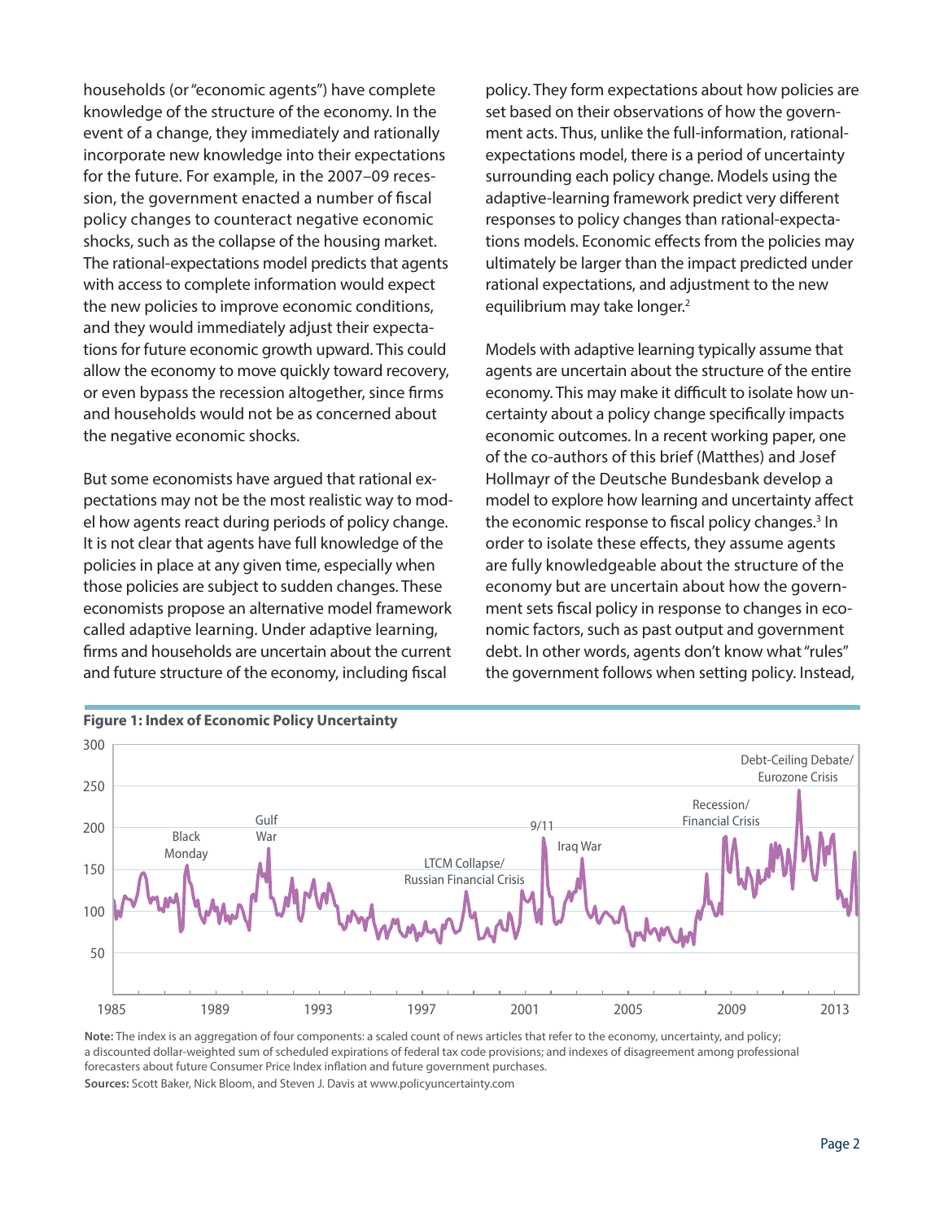households (or "economic agents") have complete knowledge of the structure of the economy. In the event of a change, they immediately and rationally incorporate new knowledge into their expectations for the future. For example, in the 2007–09 recession, the government enacted a number of fiscal policy changes to counteract negative economic shocks, such as the collapse of the housing market. The rational-expectations model predicts that agents with access to complete information would expect the new policies to improve economic conditions, and they would immediately adjust their expectations for future economic growth upward. This could allow the economy to move quickly toward recovery, or even bypass the recession altogether, since firms and households would not be as concerned about the negative economic shocks.

But some economists have argued that rational expectations may not be the most realistic way to model how agents react during periods of policy change. It is not clear that agents have full knowledge of the policies in place at any given time, especially when those policies are subject to sudden changes. These economists propose an alternative model framework called adaptive learning. Under adaptive learning, firms and households are uncertain about the current and future structure of the economy, including fiscal policy. They form expectations about how policies are set based on their observations of how the government acts. Thus, unlike the full-information, rational-expectations model, there is a period of uncertainty surrounding each policy change. Models using the adaptive-learning framework predict very different responses to policy changes than rational-expectations models. Economic effects from the policies may ultimately be larger than the impact predicted under rational expectations, and adjustment to the new equilibrium may take longer.[2]

Models with adaptive learning typically assume that agents are uncertain about the structure of the entire economy. This may make it difficult to isolate how uncertainty about a policy change specifically impacts economic outcomes. In a recent working paper, one of the co-authors of this brief (Matthes) and Josef Hollmayr of the Deutsche Bundesbank develop a model to explore how learning and uncertainty affect the economic response to fiscal policy changes.[3] In order to isolate these effects, they assume agents are fully knowledgeable about the structure of the economy but are uncertain about how the government sets fiscal policy in response to changes in economic factors, such as past output and government debt. In other words, agents don't know what "rules" the government follows when setting policy. Instead,

**Figure 1: Index of Economic Policy Uncertainty**

**Note:** The index is an aggregation of four components: a scaled count of news articles that refer to the economy, uncertainty, and policy; a discounted dollar-weighted sum of scheduled expirations of federal tax code provisions; and indexes of disagreement among professional forecasters about future Consumer Price Index inflation and future government purchases.

**Sources:** Scott Baker, Nick Bloom, and Steven J. Davis at www.policyuncertainty.com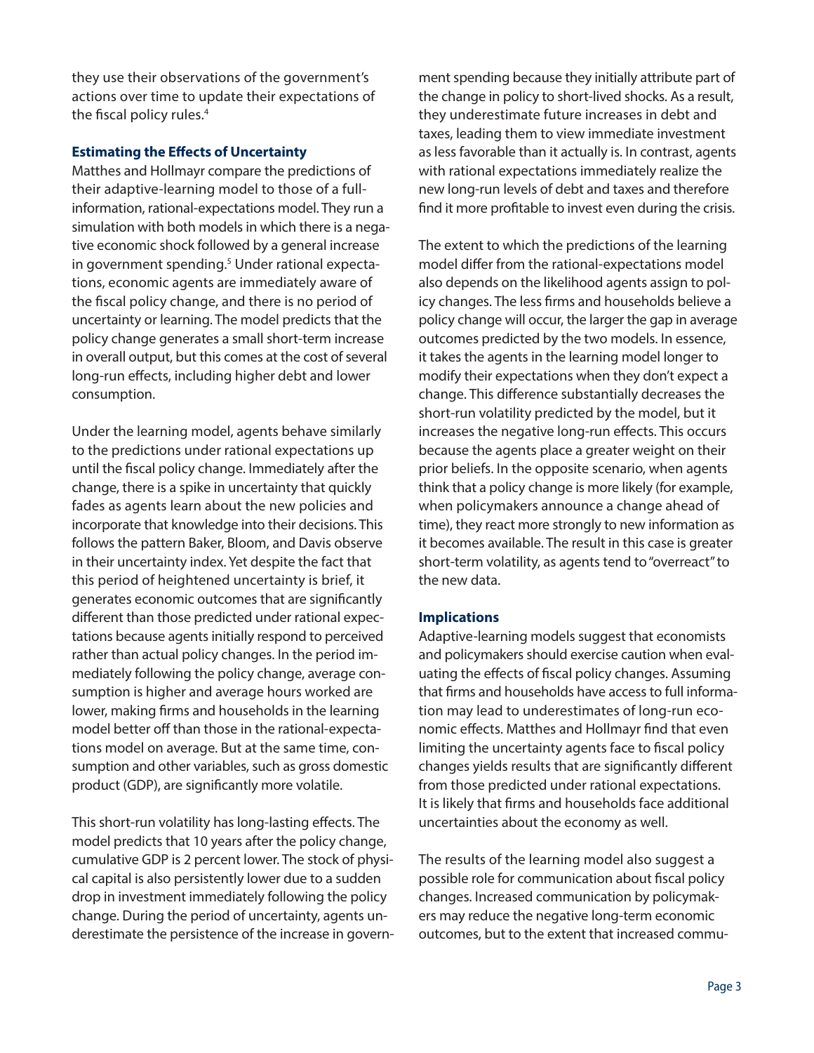they use their observations of the government's actions over time to update their expectations of the fiscal policy rules.[4]

### Estimating the Effects of Uncertainty

Matthes and Hollmayr compare the predictions of their adaptive-learning model to those of a full-information, rational-expectations model. They run a simulation with both models in which there is a negative economic shock followed by a general increase in government spending.[5] Under rational expectations, economic agents are immediately aware of the fiscal policy change, and there is no period of uncertainty or learning. The model predicts that the policy change generates a small short-term increase in overall output, but this comes at the cost of several long-run effects, including higher debt and lower consumption.

Under the learning model, agents behave similarly to the predictions under rational expectations up until the fiscal policy change. Immediately after the change, there is a spike in uncertainty that quickly fades as agents learn about the new policies and incorporate that knowledge into their decisions. This follows the pattern Baker, Bloom, and Davis observe in their uncertainty index. Yet despite the fact that this period of heightened uncertainty is brief, it generates economic outcomes that are significantly different than those predicted under rational expectations because agents initially respond to perceived rather than actual policy changes. In the period immediately following the policy change, average consumption is higher and average hours worked are lower, making firms and households in the learning model better off than those in the rational-expectations model on average. But at the same time, consumption and other variables, such as gross domestic product (GDP), are significantly more volatile.

This short-run volatility has long-lasting effects. The model predicts that 10 years after the policy change, cumulative GDP is 2 percent lower. The stock of physical capital is also persistently lower due to a sudden drop in investment immediately following the policy change. During the period of uncertainty, agents underestimate the persistence of the increase in government spending because they initially attribute part of the change in policy to short-lived shocks. As a result, they underestimate future increases in debt and taxes, leading them to view immediate investment as less favorable than it actually is. In contrast, agents with rational expectations immediately realize the new long-run levels of debt and taxes and therefore find it more profitable to invest even during the crisis.

The extent to which the predictions of the learning model differ from the rational-expectations model also depends on the likelihood agents assign to policy changes. The less firms and households believe a policy change will occur, the larger the gap in average outcomes predicted by the two models. In essence, it takes the agents in the learning model longer to modify their expectations when they don't expect a change. This difference substantially decreases the short-run volatility predicted by the model, but it increases the negative long-run effects. This occurs because the agents place a greater weight on their prior beliefs. In the opposite scenario, when agents think that a policy change is more likely (for example, when policymakers announce a change ahead of time), they react more strongly to new information as it becomes available. The result in this case is greater short-term volatility, as agents tend to "overreact" to the new data.

### Implications

Adaptive-learning models suggest that economists and policymakers should exercise caution when evaluating the effects of fiscal policy changes. Assuming that firms and households have access to full information may lead to underestimates of long-run economic effects. Matthes and Hollmayr find that even limiting the uncertainty agents face to fiscal policy changes yields results that are significantly different from those predicted under rational expectations. It is likely that firms and households face additional uncertainties about the economy as well.

The results of the learning model also suggest a possible role for communication about fiscal policy changes. Increased communication by policymakers may reduce the negative long-term economic outcomes, but to the extent that increased commu-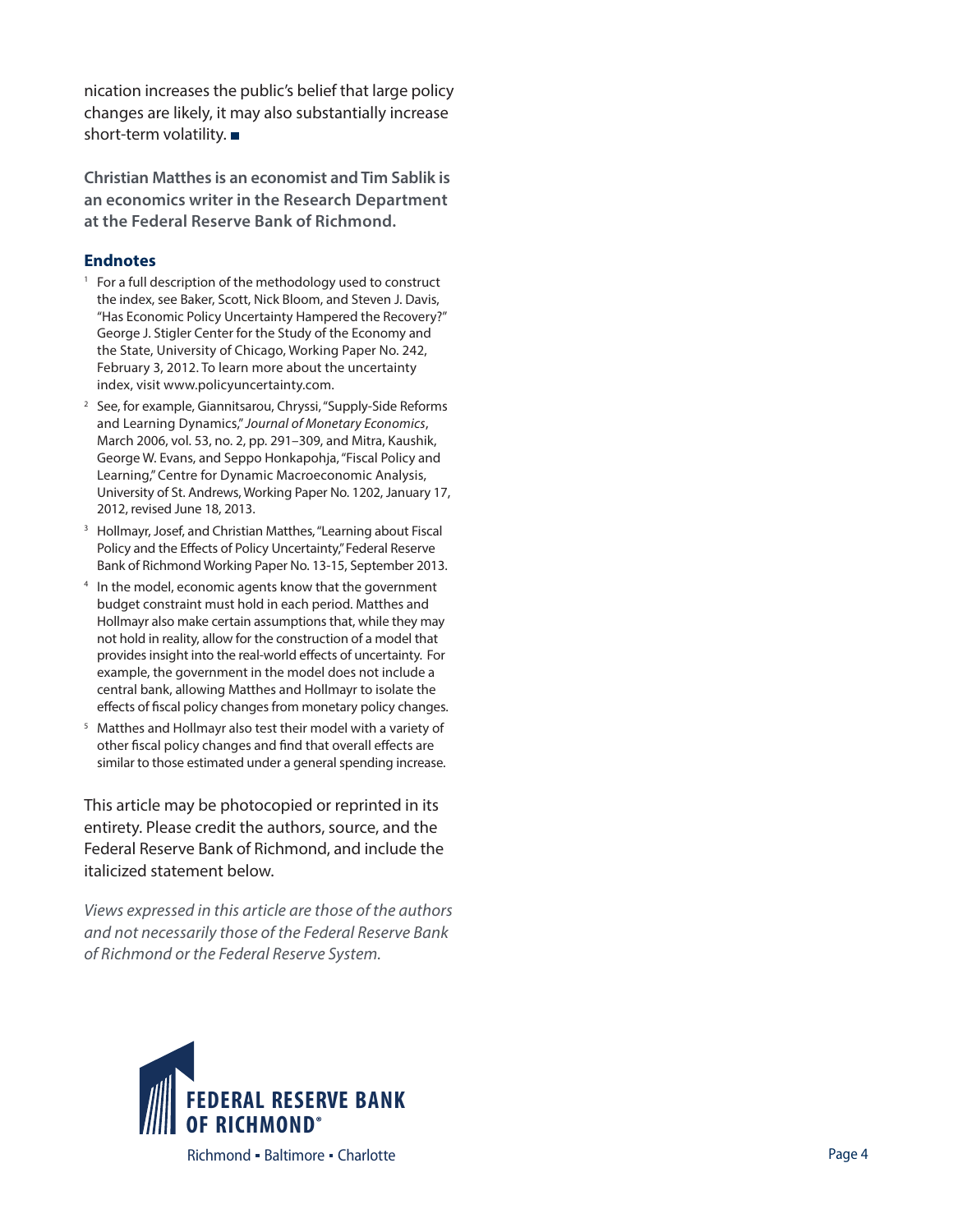nication increases the public's belief that large policy changes are likely, it may also substantially increase short-term volatility. ■

**Christian Matthes is an economist and Tim Sablik is an economics writer in the Research Department at the Federal Reserve Bank of Richmond.**

### Endnotes

1. For a full description of the methodology used to construct the index, see Baker, Scott, Nick Bloom, and Steven J. Davis, "Has Economic Policy Uncertainty Hampered the Recovery?" George J. Stigler Center for the Study of the Economy and the State, University of Chicago, Working Paper No. 242, February 3, 2012. To learn more about the uncertainty index, visit www.policyuncertainty.com.
2. See, for example, Giannitsarou, Chryssi, "Supply-Side Reforms and Learning Dynamics," *Journal of Monetary Economics*, March 2006, vol. 53, no. 2, pp. 291–309, and Mitra, Kaushik, George W. Evans, and Seppo Honkapohja, "Fiscal Policy and Learning," Centre for Dynamic Macroeconomic Analysis, University of St. Andrews, Working Paper No. 1202, January 17, 2012, revised June 18, 2013.
3. Hollmayr, Josef, and Christian Matthes, "Learning about Fiscal Policy and the Effects of Policy Uncertainty," Federal Reserve Bank of Richmond Working Paper No. 13-15, September 2013.
4. In the model, economic agents know that the government budget constraint must hold in each period. Matthes and Hollmayr also make certain assumptions that, while they may not hold in reality, allow for the construction of a model that provides insight into the real-world effects of uncertainty. For example, the government in the model does not include a central bank, allowing Matthes and Hollmayr to isolate the effects of fiscal policy changes from monetary policy changes.
5. Matthes and Hollmayr also test their model with a variety of other fiscal policy changes and find that overall effects are similar to those estimated under a general spending increase.

This article may be photocopied or reprinted in its entirety. Please credit the authors, source, and the Federal Reserve Bank of Richmond, and include the italicized statement below.

*Views expressed in this article are those of the authors and not necessarily those of the Federal Reserve Bank of Richmond or the Federal Reserve System.*

FEDERAL RESERVE BANK OF RICHMOND®

Richmond ▪ Baltimore ▪ Charlotte